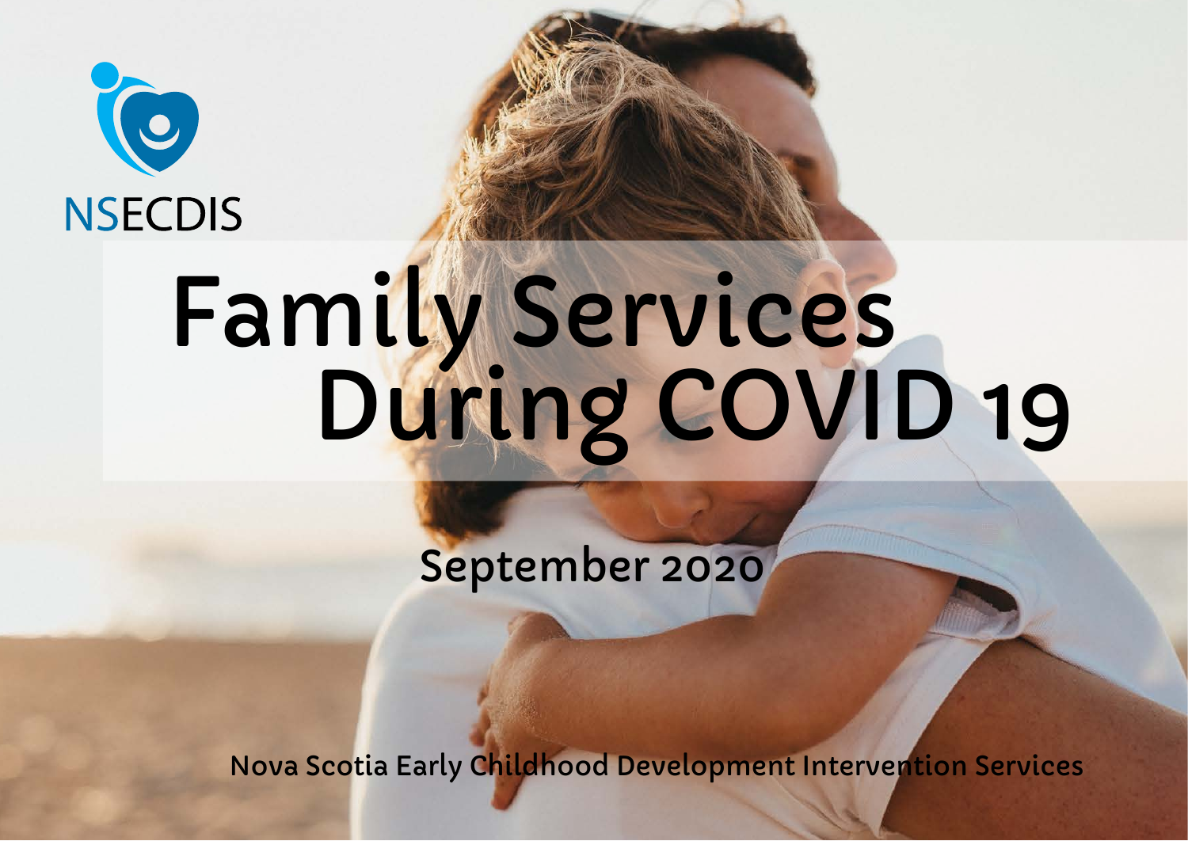NSECDIS

# Family Services During COVID 19

September 2020

Nova Scotia Early Childhood Development Intervention Services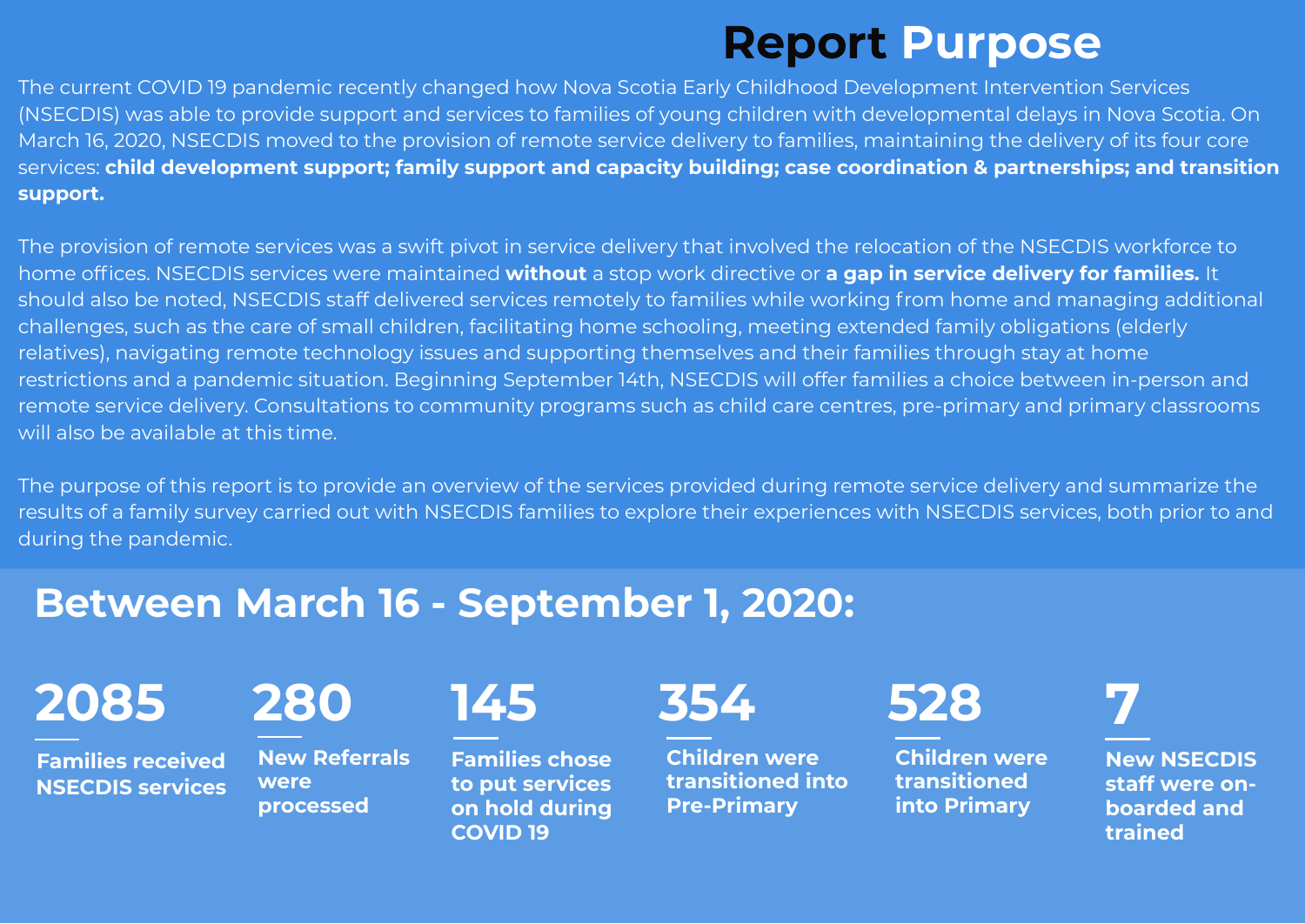# Report Purpose

The current COVID 19 pandemic recently changed how Nova Scotia Early Childhood Development Intervention Services (NSECDIS) was able to provide support and services to families of young children with developmental delays in Nova Scotia. On March 16, 2020, NSECDIS moved to the provision of remote service delivery to families, maintaining the delivery of its four core services: **child development support; family support and capacity building; case coordination & partnerships; and transition support.**

The provision of remote services was a swift pivot in service delivery that involved the relocation of the NSECDIS workforce to home offices. NSECDIS services were maintained **without** a stop work directive or **a gap in service delivery for families.** It should also be noted, NSECDIS staff delivered services remotely to families while working from home and managing additional challenges, such as the care of small children, facilitating home schooling, meeting extended family obligations (elderly relatives), navigating remote technology issues and supporting themselves and their families through stay at home restrictions and a pandemic situation. Beginning September 14th, NSECDIS will offer families a choice between in-person and remote service delivery. Consultations to community programs such as child care centres, pre-primary and primary classrooms will also be available at this time.

The purpose of this report is to provide an overview of the services provided during remote service delivery and summarize the results of a family survey carried out with NSECDIS families to explore their experiences with NSECDIS services, both prior to and during the pandemic.

## Between March 16 - September 1, 2020:

**2085**
**Families received NSECDIS services**

**280**
**New Referrals were processed**

**145**
**Families chose to put services on hold during COVID 19**

**354**
**Children were transitioned into Pre-Primary**

**528**
**Children were transitioned into Primary**

**7**
**New NSECDIS staff were on-boarded and trained**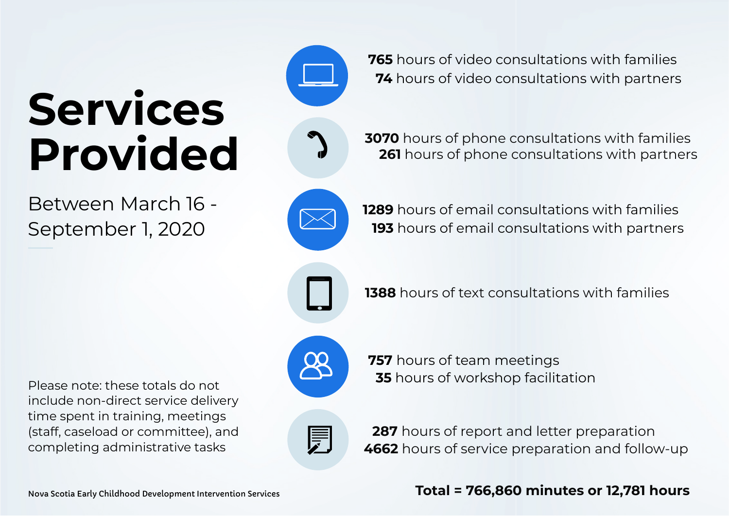# Services Provided

Between March 16 - September 1, 2020

**765** hours of video consultations with families
**74** hours of video consultations with partners

**3070** hours of phone consultations with families
**261** hours of phone consultations with partners

**1289** hours of email consultations with families
**193** hours of email consultations with partners

**1388** hours of text consultations with families

**757** hours of team meetings
**35** hours of workshop facilitation

**287** hours of report and letter preparation
**4662** hours of service preparation and follow-up

**Total = 766,860 minutes or 12,781 hours**

Please note: these totals do not include non-direct service delivery time spent in training, meetings (staff, caseload or committee), and completing administrative tasks

Nova Scotia Early Childhood Development Intervention Services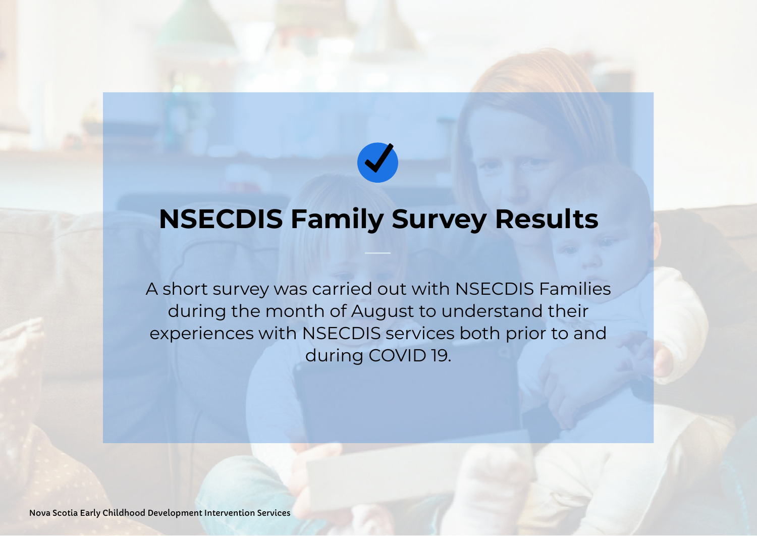# NSECDIS Family Survey Results

A short survey was carried out with NSECDIS Families during the month of August to understand their experiences with NSECDIS services both prior to and during COVID 19.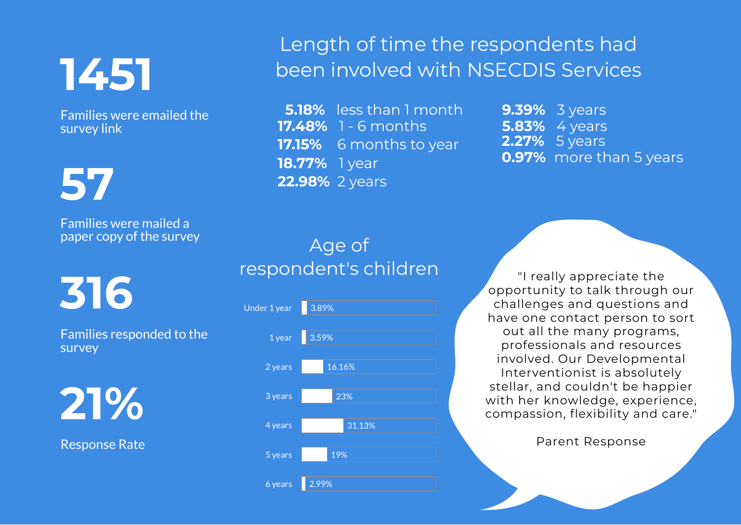**1451**

Families were emailed the survey link

**57**

Families were mailed a paper copy of the survey

**316**

Families responded to the survey

**21%**

Response Rate

## Length of time the respondents had been involved with NSECDIS Services

**5.18%** less than 1 month
**17.48%** 1 - 6 months
**17.15%** 6 months to year
**18.77%** 1 year
**22.98%** 2 years
**9.39%** 3 years
**5.83%** 4 years
**2.27%** 5 years
**0.97%** more than 5 years

## Age of respondent's children

Under 1 year 3.89%
1 year 3.59%
2 years 16.16%
3 years 23%
4 years 31.13%
5 years 19%
6 years 2.99%

"I really appreciate the opportunity to talk through our challenges and questions and have one contact person to sort out all the many programs, professionals and resources involved. Our Developmental Interventionist is absolutely stellar, and couldn't be happier with her knowledge, experience, compassion, flexibility and care."

Parent Response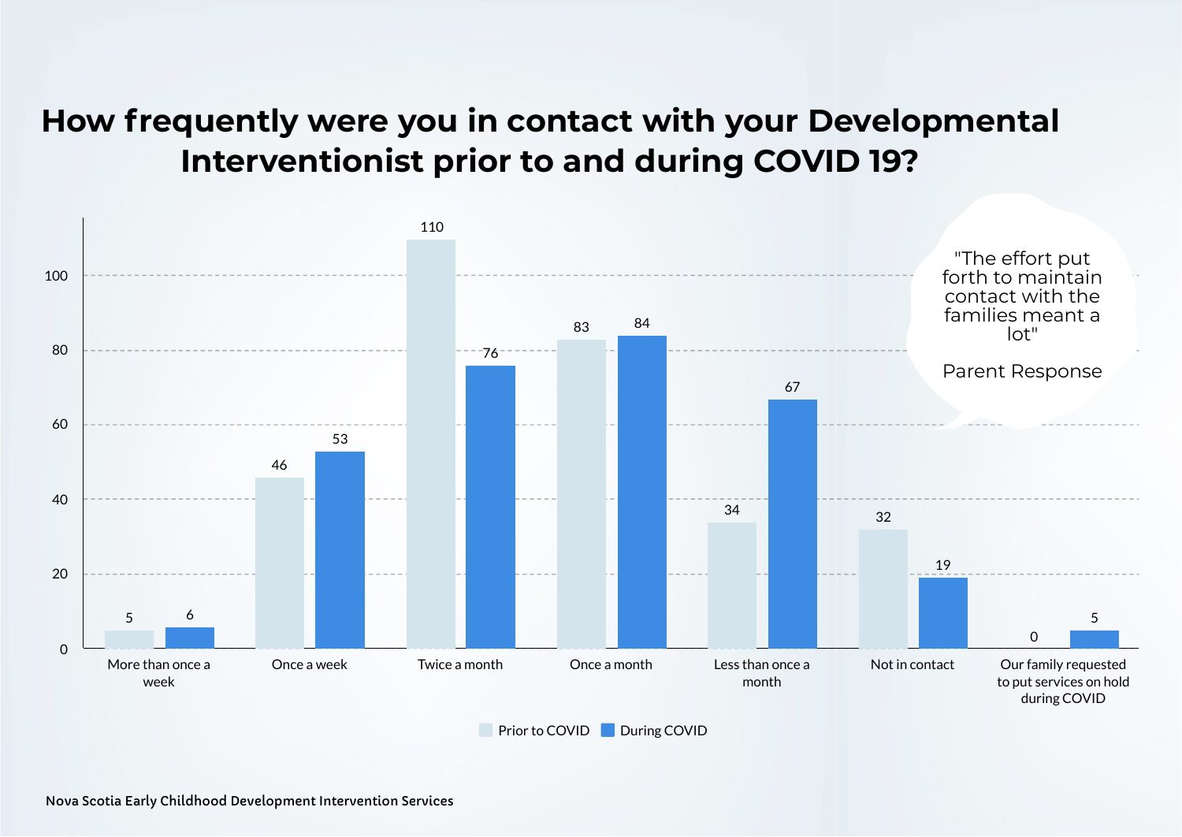# How frequently were you in contact with your Developmental Interventionist prior to and during COVID 19?

100
80
60
40
20
0

More than once a week
5
6

Once a week
46
53

Twice a month
110
76

Once a month
83
84

Less than once a month
34
67

Not in contact
32
19

Our family requested to put services on hold during COVID
0
5

Prior to COVID
During COVID

"The effort put forth to maintain contact with the families meant a lot"

Parent Response

Nova Scotia Early Childhood Development Intervention Services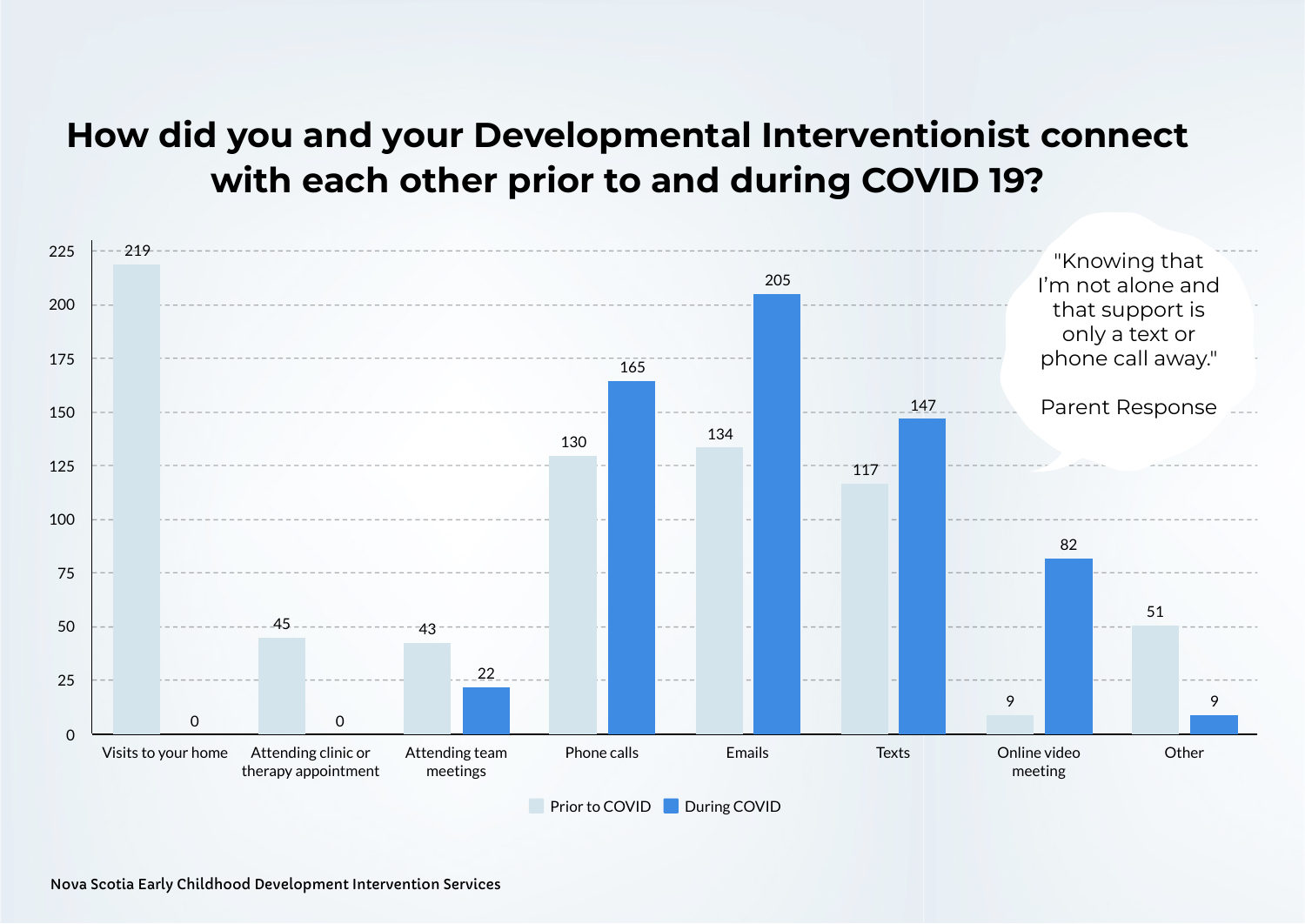# How did you and your Developmental Interventionist connect with each other prior to and during COVID 19?

225
200
175
150
125
100
75
50
25
0

219
0
45
0
43
22
130
165
134
205
117
147
9
82
51
9

Visits to your home
Attending clinic or therapy appointment
Attending team meetings
Phone calls
Emails
Texts
Online video meeting
Other

Prior to COVID
During COVID

"Knowing that I'm not alone and that support is only a text or phone call away."

Parent Response

Nova Scotia Early Childhood Development Intervention Services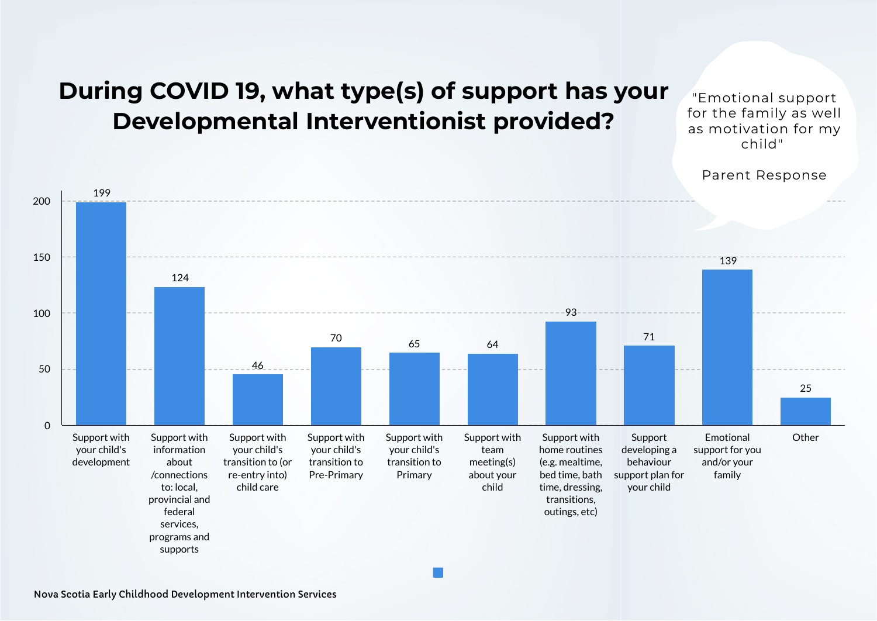# During COVID 19, what type(s) of support has your Developmental Interventionist provided?

"Emotional support for the family as well as motivation for my child"

Parent Response

200
150
100
50
0

199
Support with your child's development

124
Support with information about /connections to: local, provincial and federal services, programs and supports

46
Support with your child's transition to (or re-entry into) child care

70
Support with your child's transition to Pre-Primary

65
Support with your child's transition to Primary

64
Support with team meeting(s) about your child

93
Support with home routines (e.g. mealtime, bed time, bath time, dressing, transitions, outings, etc)

71
Support developing a behaviour support plan for your child

139
Emotional support for you and/or your family

25
Other

Nova Scotia Early Childhood Development Intervention Services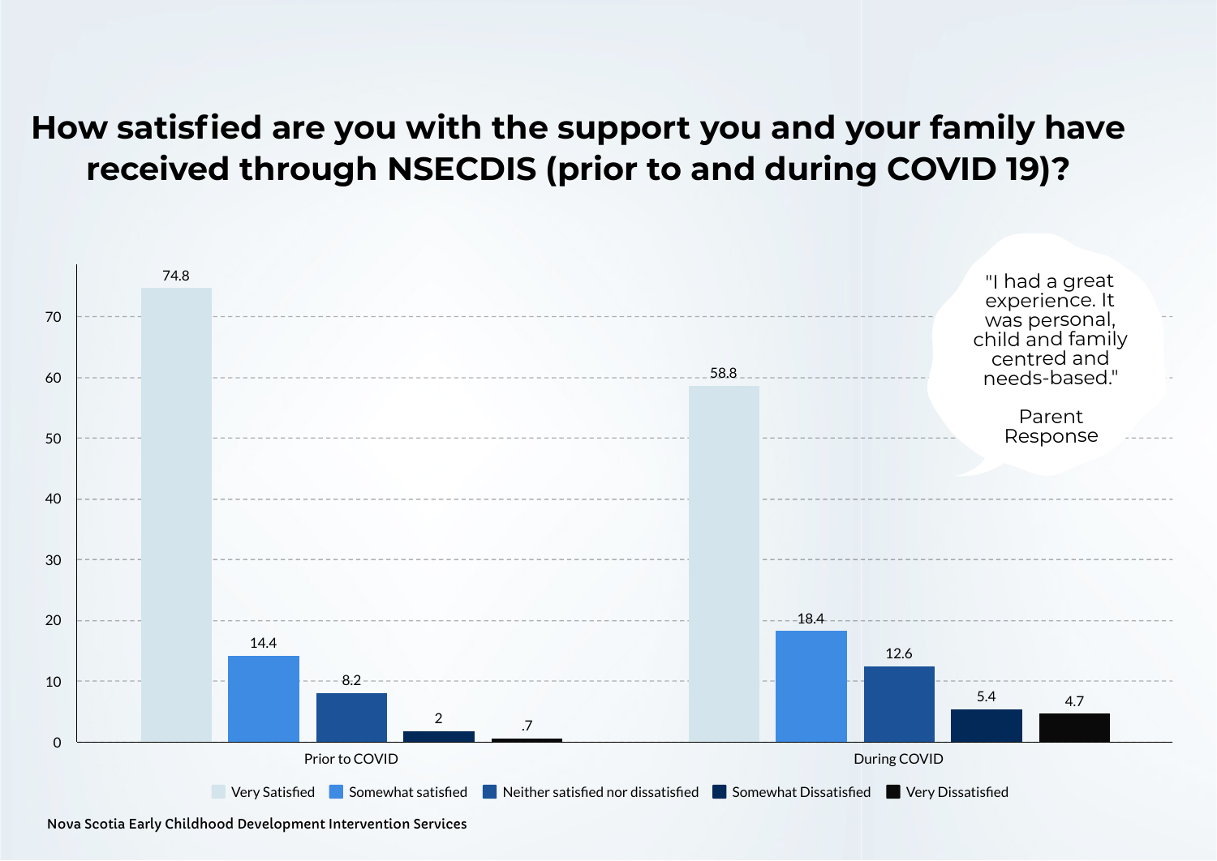# How satisfied are you with the support you and your family have received through NSECDIS (prior to and during COVID 19)?

74.8
14.4
8.2
2
.7

58.8
18.4
12.6
5.4
4.7

0
10
20
30
40
50
60
70

Prior to COVID
During COVID

Very Satisfied
Somewhat satisfied
Neither satisfied nor dissatisfied
Somewhat Dissatisfied
Very Dissatisfied

"I had a great experience. It was personal, child and family centred and needs-based."

Parent Response

Nova Scotia Early Childhood Development Intervention Services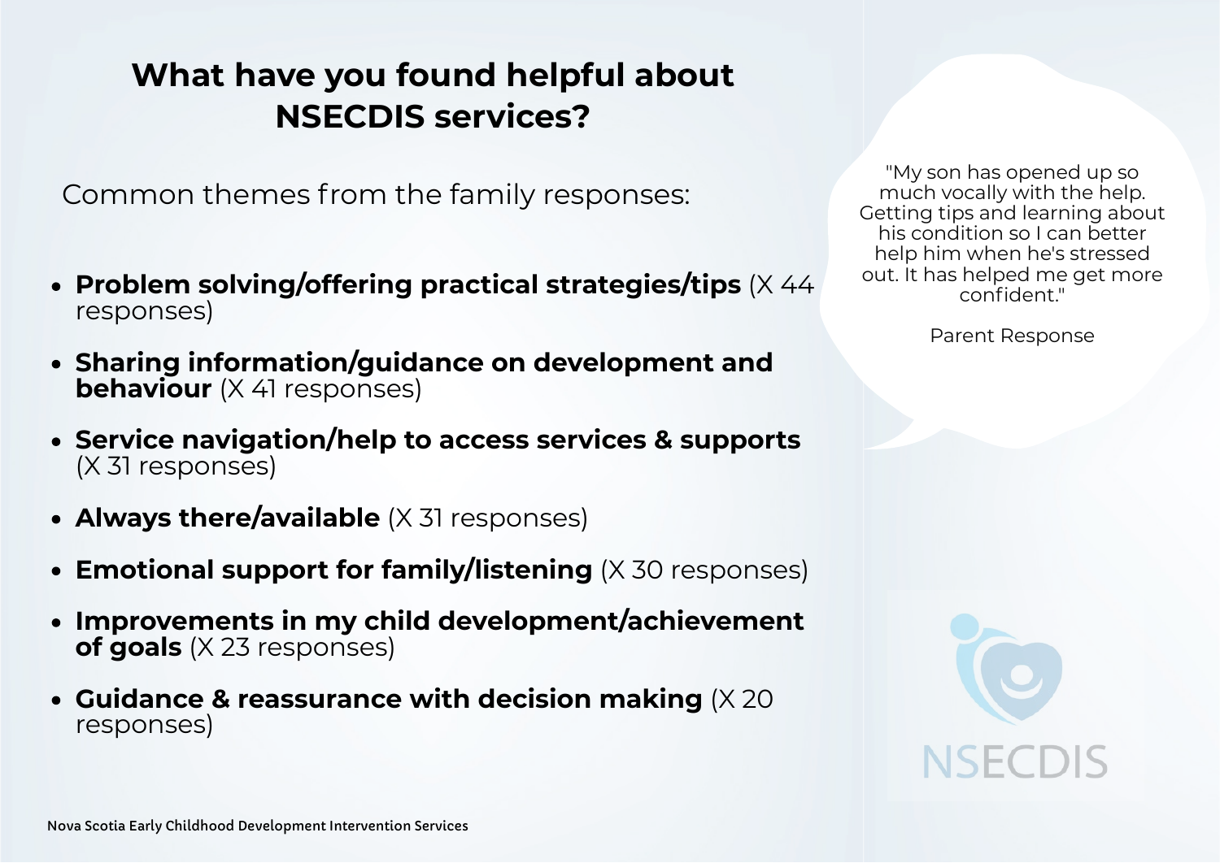# What have you found helpful about NSECDIS services?

Common themes from the family responses:

- **Problem solving/offering practical strategies/tips** (X 44 responses)
- **Sharing information/guidance on development and behaviour** (X 41 responses)
- **Service navigation/help to access services & supports** (X 31 responses)
- **Always there/available** (X 31 responses)
- **Emotional support for family/listening** (X 30 responses)
- **Improvements in my child development/achievement of goals** (X 23 responses)
- **Guidance & reassurance with decision making** (X 20 responses)

"My son has opened up so much vocally with the help. Getting tips and learning about his condition so I can better help him when he's stressed out. It has helped me get more confident."

Parent Response

NSECDIS

Nova Scotia Early Childhood Development Intervention Services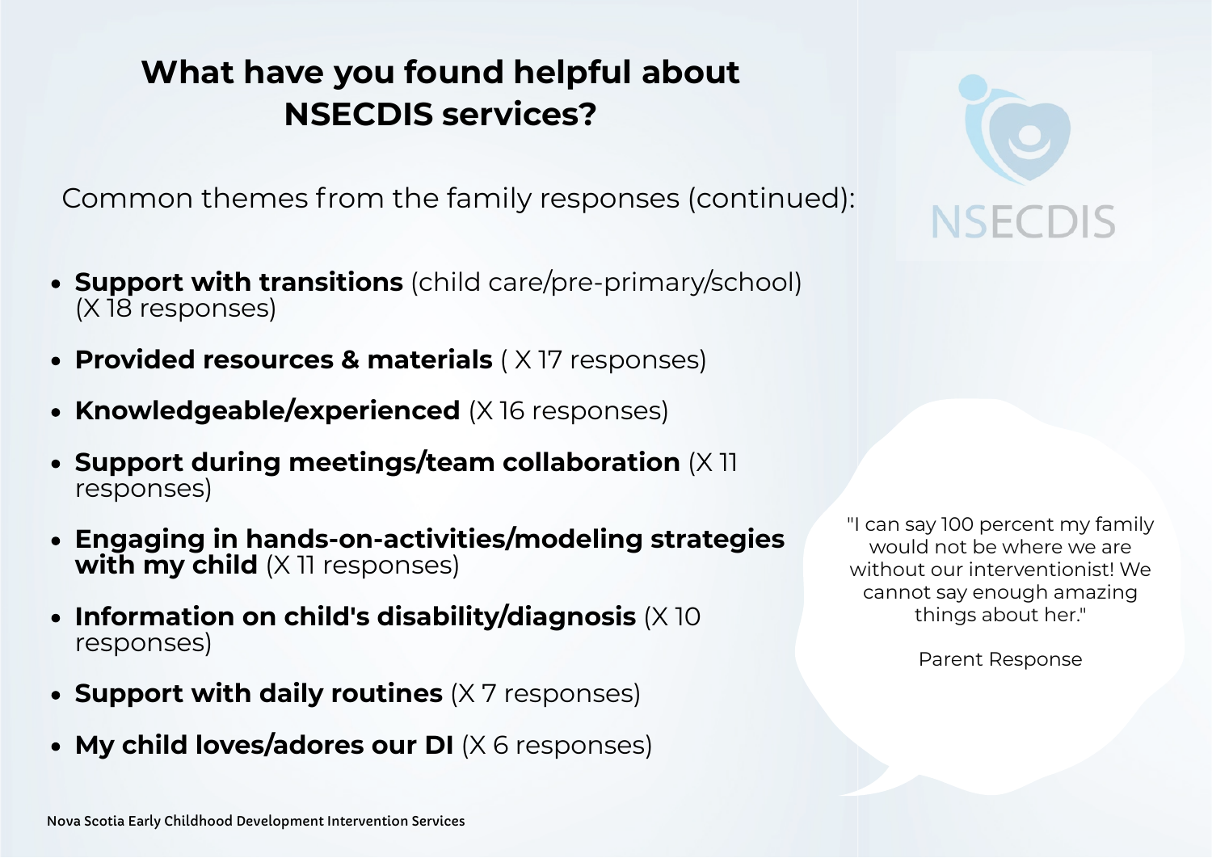# What have you found helpful about NSECDIS services?

Common themes from the family responses (continued):

- **Support with transitions** (child care/pre-primary/school) (X 18 responses)
- **Provided resources & materials** ( X 17 responses)
- **Knowledgeable/experienced** (X 16 responses)
- **Support during meetings/team collaboration** (X 11 responses)
- **Engaging in hands-on-activities/modeling strategies with my child** (X 11 responses)
- **Information on child's disability/diagnosis** (X 10 responses)
- **Support with daily routines** (X 7 responses)
- **My child loves/adores our DI** (X 6 responses)

"I can say 100 percent my family would not be where we are without our interventionist! We cannot say enough amazing things about her."

Parent Response

NSECDIS

Nova Scotia Early Childhood Development Intervention Services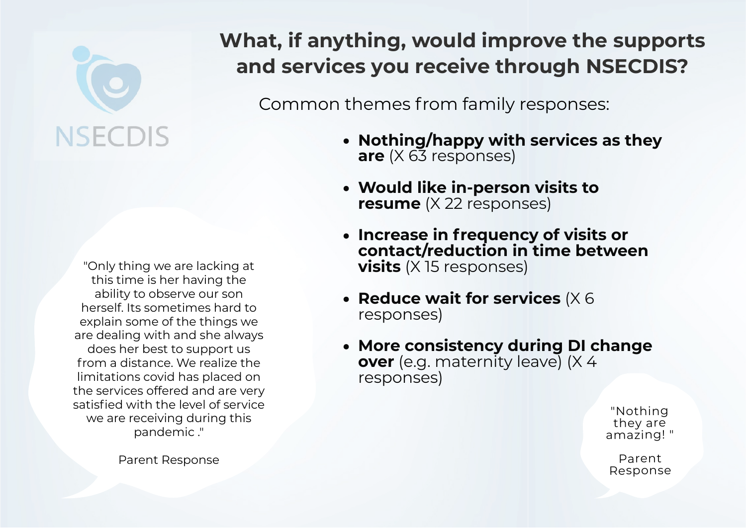NSECDIS

# What, if anything, would improve the supports and services you receive through NSECDIS?

Common themes from family responses:

- **Nothing/happy with services as they are** (X 63 responses)
- **Would like in-person visits to resume** (X 22 responses)
- **Increase in frequency of visits or contact/reduction in time between visits** (X 15 responses)
- **Reduce wait for services** (X 6 responses)
- **More consistency during DI change over** (e.g. maternity leave) (X 4 responses)

"Only thing we are lacking at this time is her having the ability to observe our son herself. Its sometimes hard to explain some of the things we are dealing with and she always does her best to support us from a distance. We realize the limitations covid has placed on the services offered and are very satisfied with the level of service we are receiving during this pandemic ."

Parent Response

"Nothing they are amazing! "

Parent Response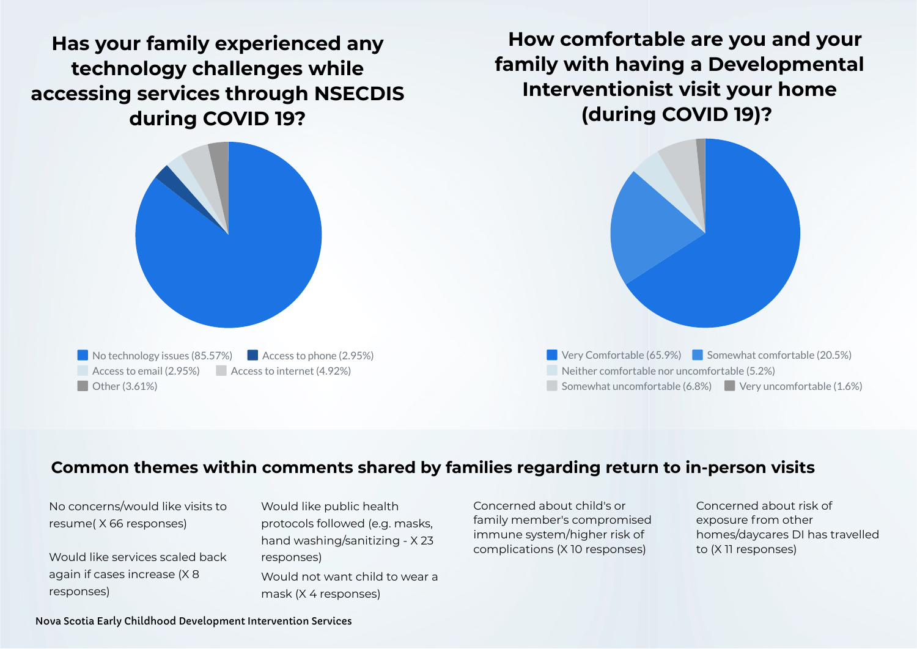## Has your family experienced any technology challenges while accessing services through NSECDIS during COVID 19?

- No technology issues (85.57%)
- Access to phone (2.95%)
- Access to email (2.95%)
- Access to internet (4.92%)
- Other (3.61%)

## How comfortable are you and your family with having a Developmental Interventionist visit your home (during COVID 19)?

- Very Comfortable (65.9%)
- Somewhat comfortable (20.5%)
- Neither comfortable nor uncomfortable (5.2%)
- Somewhat uncomfortable (6.8%)
- Very uncomfortable (1.6%)

## Common themes within comments shared by families regarding return to in-person visits

No concerns/would like visits to resume( X 66 responses)

Would like services scaled back again if cases increase (X 8 responses)

Would like public health protocols followed (e.g. masks, hand washing/sanitizing - X 23 responses)

Would not want child to wear a mask (X 4 responses)

Concerned about child's or family member's compromised immune system/higher risk of complications (X 10 responses)

Concerned about risk of exposure from other homes/daycares DI has travelled to (X 11 responses)

Nova Scotia Early Childhood Development Intervention Services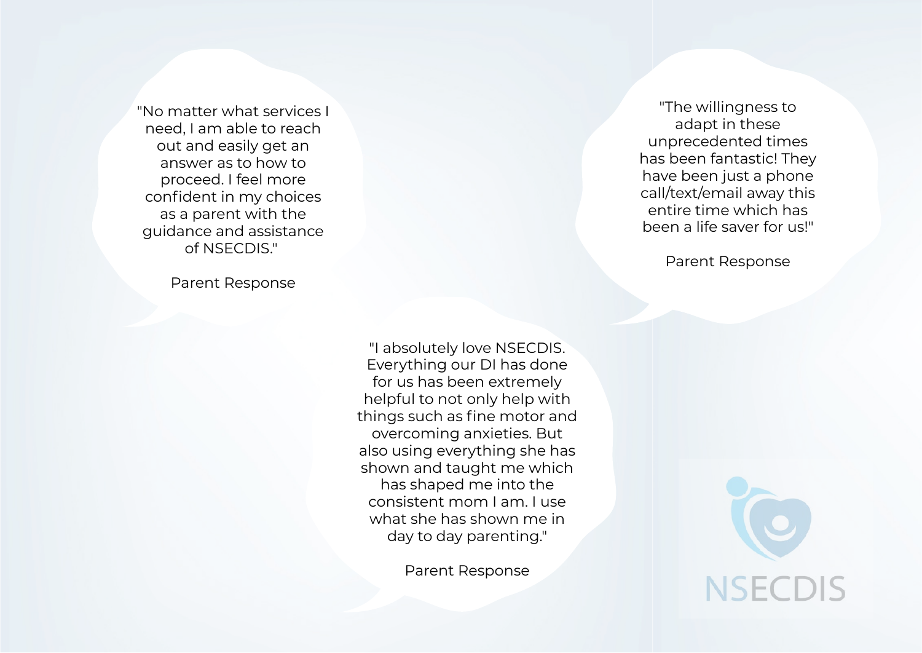"No matter what services I need, I am able to reach out and easily get an answer as to how to proceed. I feel more confident in my choices as a parent with the guidance and assistance of NSECDIS."

Parent Response

"The willingness to adapt in these unprecedented times has been fantastic! They have been just a phone call/text/email away this entire time which has been a life saver for us!"

Parent Response

"I absolutely love NSECDIS. Everything our DI has done for us has been extremely helpful to not only help with things such as fine motor and overcoming anxieties. But also using everything she has shown and taught me which has shaped me into the consistent mom I am. I use what she has shown me in day to day parenting."

Parent Response

NSECDIS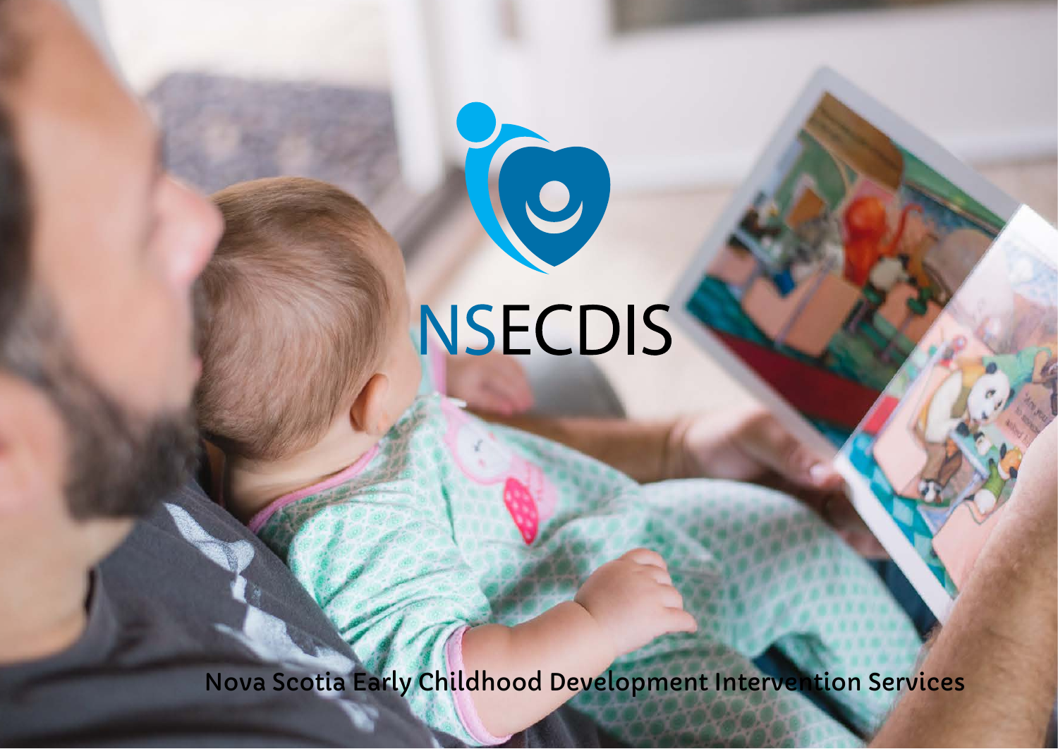NSECDIS

Nova Scotia Early Childhood Development Intervention Services